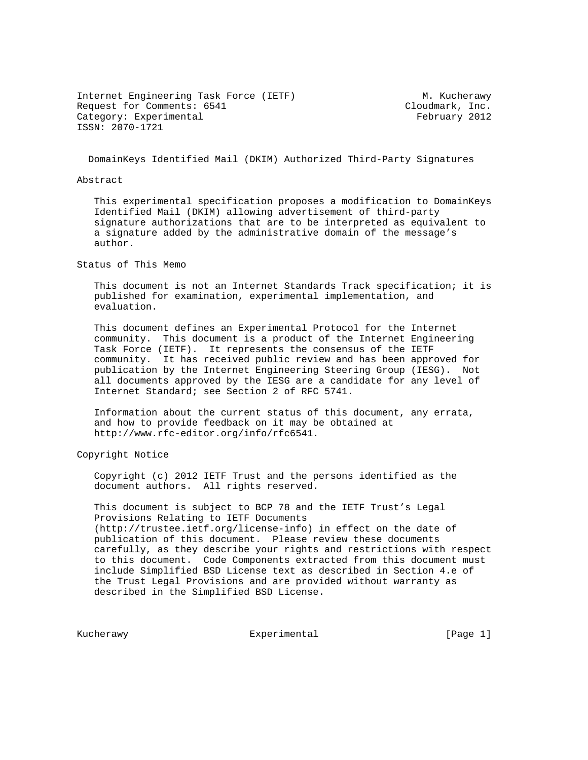Internet Engineering Task Force (IETF) M. Kucherawy
Request for Comments: 6541 Cloudmark, Inc.
Category: Experimental February 2012
ISSN: 2070-1721

# DomainKeys Identified Mail (DKIM) Authorized Third-Party Signatures

## Abstract

This experimental specification proposes a modification to DomainKeys Identified Mail (DKIM) allowing advertisement of third-party signature authorizations that are to be interpreted as equivalent to a signature added by the administrative domain of the message's author.

## Status of This Memo

This document is not an Internet Standards Track specification; it is published for examination, experimental implementation, and evaluation.

This document defines an Experimental Protocol for the Internet community. This document is a product of the Internet Engineering Task Force (IETF). It represents the consensus of the IETF community. It has received public review and has been approved for publication by the Internet Engineering Steering Group (IESG). Not all documents approved by the IESG are a candidate for any level of Internet Standard; see Section 2 of RFC 5741.

Information about the current status of this document, any errata, and how to provide feedback on it may be obtained at http://www.rfc-editor.org/info/rfc6541.

## Copyright Notice

Copyright (c) 2012 IETF Trust and the persons identified as the document authors. All rights reserved.

This document is subject to BCP 78 and the IETF Trust's Legal Provisions Relating to IETF Documents (http://trustee.ietf.org/license-info) in effect on the date of publication of this document. Please review these documents carefully, as they describe your rights and restrictions with respect to this document. Code Components extracted from this document must include Simplified BSD License text as described in Section 4.e of the Trust Legal Provisions and are provided without warranty as described in the Simplified BSD License.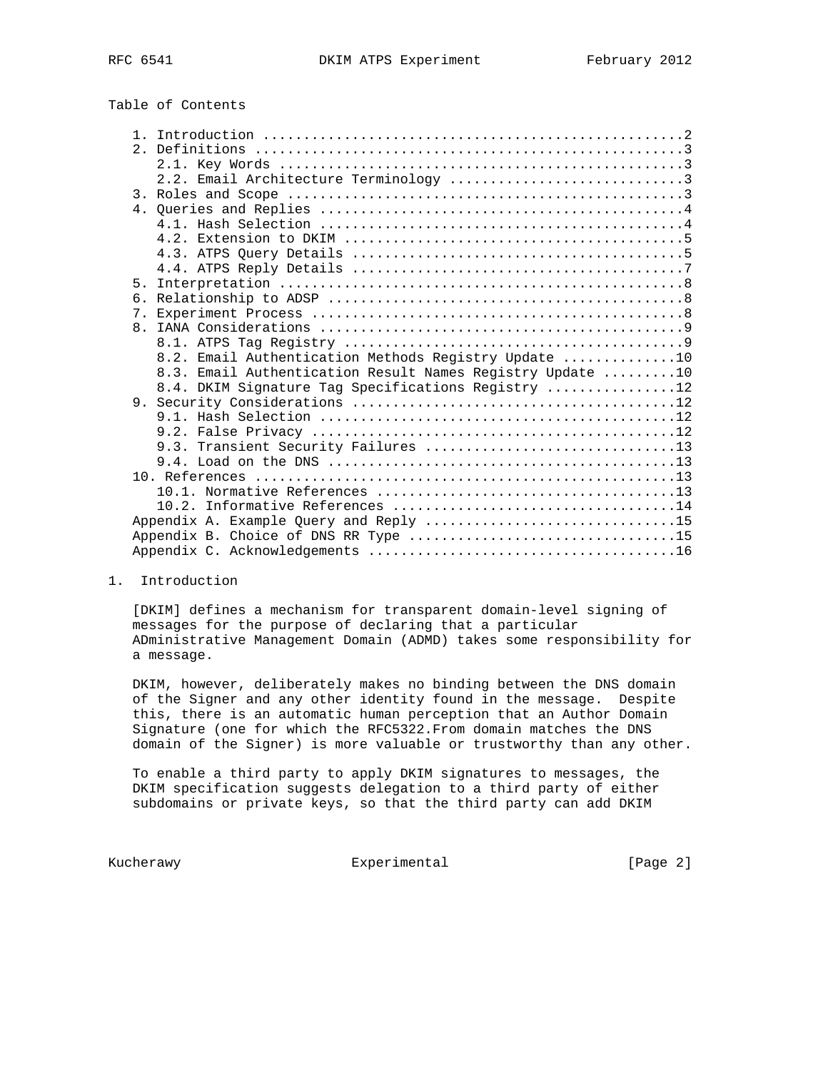Table of Contents

```
   1. Introduction ....................................................2
   2. Definitions .....................................................3
      2.1. Key Words ..................................................3
      2.2. Email Architecture Terminology .............................3
   3. Roles and Scope .................................................3
   4. Queries and Replies .............................................4
      4.1. Hash Selection .............................................4
      4.2. Extension to DKIM ..........................................5
      4.3. ATPS Query Details .........................................5
      4.4. ATPS Reply Details .........................................7
   5. Interpretation ..................................................8
   6. Relationship to ADSP ............................................8
   7. Experiment Process ..............................................8
   8. IANA Considerations .............................................9
      8.1. ATPS Tag Registry ..........................................9
      8.2. Email Authentication Methods Registry Update ..............10
      8.3. Email Authentication Result Names Registry Update .........10
      8.4. DKIM Signature Tag Specifications Registry ................12
   9. Security Considerations ........................................12
      9.1. Hash Selection ............................................12
      9.2. False Privacy .............................................12
      9.3. Transient Security Failures ...............................13
      9.4. Load on the DNS ...........................................13
   10. References ....................................................13
      10.1. Normative References .....................................13
      10.2. Informative References ...................................14
   Appendix A. Example Query and Reply ...............................15
   Appendix B. Choice of DNS RR Type .................................15
   Appendix C. Acknowledgements ......................................16
```

## 1. Introduction

[DKIM] defines a mechanism for transparent domain-level signing of messages for the purpose of declaring that a particular ADministrative Management Domain (ADMD) takes some responsibility for a message.

DKIM, however, deliberately makes no binding between the DNS domain of the Signer and any other identity found in the message. Despite this, there is an automatic human perception that an Author Domain Signature (one for which the RFC5322.From domain matches the DNS domain of the Signer) is more valuable or trustworthy than any other.

To enable a third party to apply DKIM signatures to messages, the DKIM specification suggests delegation to a third party of either subdomains or private keys, so that the third party can add DKIM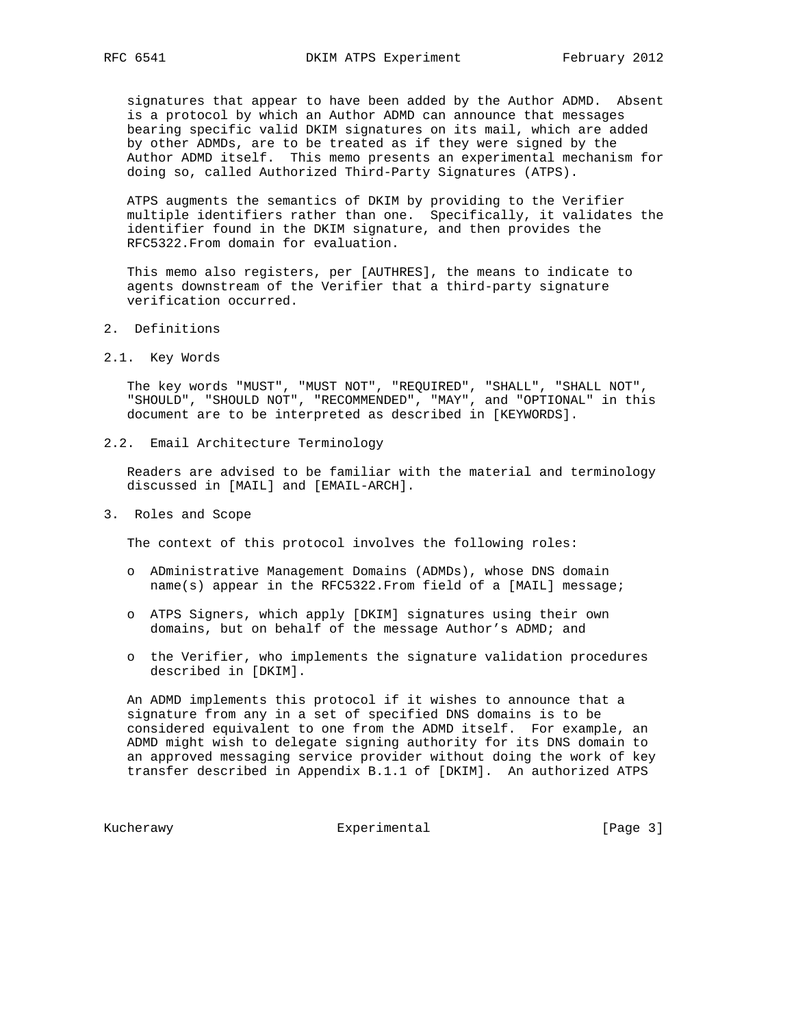signatures that appear to have been added by the Author ADMD. Absent is a protocol by which an Author ADMD can announce that messages bearing specific valid DKIM signatures on its mail, which are added by other ADMDs, are to be treated as if they were signed by the Author ADMD itself. This memo presents an experimental mechanism for doing so, called Authorized Third-Party Signatures (ATPS).

ATPS augments the semantics of DKIM by providing to the Verifier multiple identifiers rather than one. Specifically, it validates the identifier found in the DKIM signature, and then provides the RFC5322.From domain for evaluation.

This memo also registers, per [AUTHRES], the means to indicate to agents downstream of the Verifier that a third-party signature verification occurred.

## 2. Definitions

### 2.1. Key Words

The key words "MUST", "MUST NOT", "REQUIRED", "SHALL", "SHALL NOT", "SHOULD", "SHOULD NOT", "RECOMMENDED", "MAY", and "OPTIONAL" in this document are to be interpreted as described in [KEYWORDS].

### 2.2. Email Architecture Terminology

Readers are advised to be familiar with the material and terminology discussed in [MAIL] and [EMAIL-ARCH].

## 3. Roles and Scope

The context of this protocol involves the following roles:

- ADministrative Management Domains (ADMDs), whose DNS domain name(s) appear in the RFC5322.From field of a [MAIL] message;
- ATPS Signers, which apply [DKIM] signatures using their own domains, but on behalf of the message Author's ADMD; and
- the Verifier, who implements the signature validation procedures described in [DKIM].

An ADMD implements this protocol if it wishes to announce that a signature from any in a set of specified DNS domains is to be considered equivalent to one from the ADMD itself. For example, an ADMD might wish to delegate signing authority for its DNS domain to an approved messaging service provider without doing the work of key transfer described in Appendix B.1.1 of [DKIM]. An authorized ATPS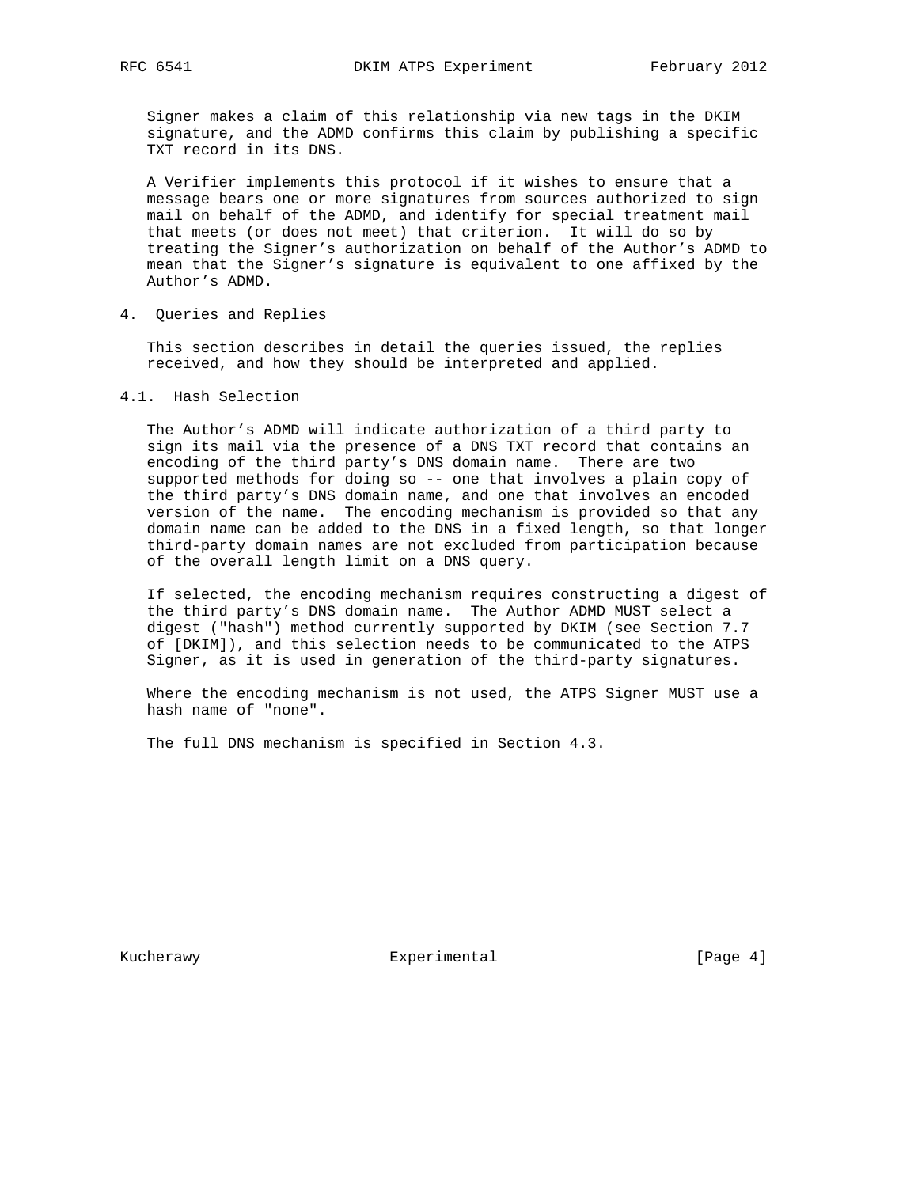Signer makes a claim of this relationship via new tags in the DKIM signature, and the ADMD confirms this claim by publishing a specific TXT record in its DNS.

A Verifier implements this protocol if it wishes to ensure that a message bears one or more signatures from sources authorized to sign mail on behalf of the ADMD, and identify for special treatment mail that meets (or does not meet) that criterion. It will do so by treating the Signer's authorization on behalf of the Author's ADMD to mean that the Signer's signature is equivalent to one affixed by the Author's ADMD.

## 4. Queries and Replies

This section describes in detail the queries issued, the replies received, and how they should be interpreted and applied.

### 4.1. Hash Selection

The Author's ADMD will indicate authorization of a third party to sign its mail via the presence of a DNS TXT record that contains an encoding of the third party's DNS domain name. There are two supported methods for doing so -- one that involves a plain copy of the third party's DNS domain name, and one that involves an encoded version of the name. The encoding mechanism is provided so that any domain name can be added to the DNS in a fixed length, so that longer third-party domain names are not excluded from participation because of the overall length limit on a DNS query.

If selected, the encoding mechanism requires constructing a digest of the third party's DNS domain name. The Author ADMD MUST select a digest ("hash") method currently supported by DKIM (see Section 7.7 of [DKIM]), and this selection needs to be communicated to the ATPS Signer, as it is used in generation of the third-party signatures.

Where the encoding mechanism is not used, the ATPS Signer MUST use a hash name of "none".

The full DNS mechanism is specified in Section 4.3.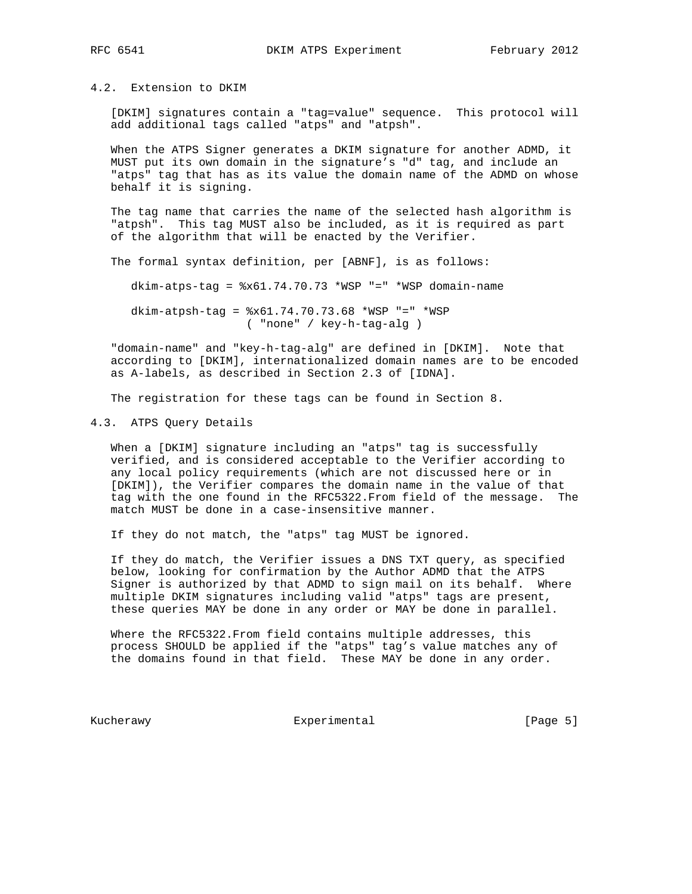### 4.2. Extension to DKIM

[DKIM] signatures contain a "tag=value" sequence. This protocol will add additional tags called "atps" and "atpsh".

When the ATPS Signer generates a DKIM signature for another ADMD, it MUST put its own domain in the signature's "d" tag, and include an "atps" tag that has as its value the domain name of the ADMD on whose behalf it is signing.

The tag name that carries the name of the selected hash algorithm is "atpsh". This tag MUST also be included, as it is required as part of the algorithm that will be enacted by the Verifier.

The formal syntax definition, per [ABNF], is as follows:

```
dkim-atps-tag = %x61.74.70.73 *WSP "=" *WSP domain-name

dkim-atpsh-tag = %x61.74.70.73.68 *WSP "=" *WSP
                 ( "none" / key-h-tag-alg )
```

"domain-name" and "key-h-tag-alg" are defined in [DKIM]. Note that according to [DKIM], internationalized domain names are to be encoded as A-labels, as described in Section 2.3 of [IDNA].

The registration for these tags can be found in Section 8.

### 4.3. ATPS Query Details

When a [DKIM] signature including an "atps" tag is successfully verified, and is considered acceptable to the Verifier according to any local policy requirements (which are not discussed here or in [DKIM]), the Verifier compares the domain name in the value of that tag with the one found in the RFC5322.From field of the message. The match MUST be done in a case-insensitive manner.

If they do not match, the "atps" tag MUST be ignored.

If they do match, the Verifier issues a DNS TXT query, as specified below, looking for confirmation by the Author ADMD that the ATPS Signer is authorized by that ADMD to sign mail on its behalf. Where multiple DKIM signatures including valid "atps" tags are present, these queries MAY be done in any order or MAY be done in parallel.

Where the RFC5322.From field contains multiple addresses, this process SHOULD be applied if the "atps" tag's value matches any of the domains found in that field. These MAY be done in any order.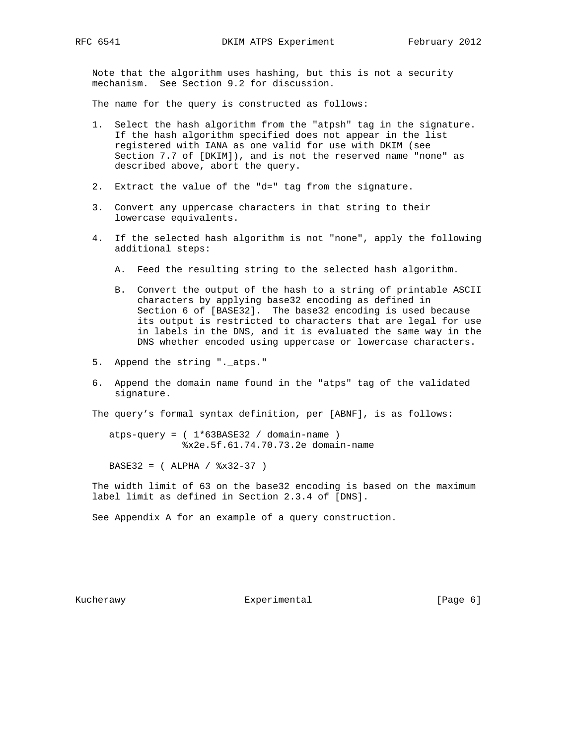Note that the algorithm uses hashing, but this is not a security mechanism. See Section 9.2 for discussion.

The name for the query is constructed as follows:

1. Select the hash algorithm from the "atpsh" tag in the signature. If the hash algorithm specified does not appear in the list registered with IANA as one valid for use with DKIM (see Section 7.7 of [DKIM]), and is not the reserved name "none" as described above, abort the query.

2. Extract the value of the "d=" tag from the signature.

3. Convert any uppercase characters in that string to their lowercase equivalents.

4. If the selected hash algorithm is not "none", apply the following additional steps:

   A. Feed the resulting string to the selected hash algorithm.

   B. Convert the output of the hash to a string of printable ASCII characters by applying base32 encoding as defined in Section 6 of [BASE32]. The base32 encoding is used because its output is restricted to characters that are legal for use in labels in the DNS, and it is evaluated the same way in the DNS whether encoded using uppercase or lowercase characters.

5. Append the string "._atps."

6. Append the domain name found in the "atps" tag of the validated signature.

The query's formal syntax definition, per [ABNF], is as follows:

```
atps-query = ( 1*63BASE32 / domain-name )
             %x2e.5f.61.74.70.73.2e domain-name

BASE32 = ( ALPHA / %x32-37 )
```

The width limit of 63 on the base32 encoding is based on the maximum label limit as defined in Section 2.3.4 of [DNS].

See Appendix A for an example of a query construction.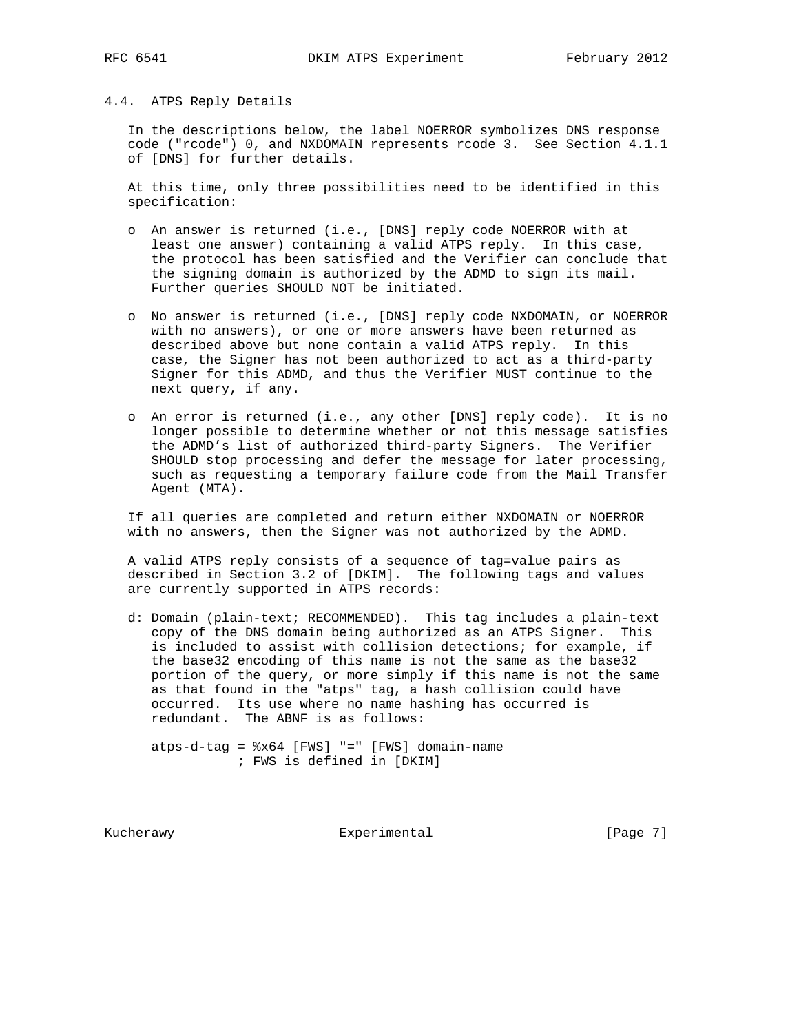### 4.4. ATPS Reply Details

In the descriptions below, the label NOERROR symbolizes DNS response code ("rcode") 0, and NXDOMAIN represents rcode 3. See Section 4.1.1 of [DNS] for further details.

At this time, only three possibilities need to be identified in this specification:

- An answer is returned (i.e., [DNS] reply code NOERROR with at least one answer) containing a valid ATPS reply. In this case, the protocol has been satisfied and the Verifier can conclude that the signing domain is authorized by the ADMD to sign its mail. Further queries SHOULD NOT be initiated.

- No answer is returned (i.e., [DNS] reply code NXDOMAIN, or NOERROR with no answers), or one or more answers have been returned as described above but none contain a valid ATPS reply. In this case, the Signer has not been authorized to act as a third-party Signer for this ADMD, and thus the Verifier MUST continue to the next query, if any.

- An error is returned (i.e., any other [DNS] reply code). It is no longer possible to determine whether or not this message satisfies the ADMD's list of authorized third-party Signers. The Verifier SHOULD stop processing and defer the message for later processing, such as requesting a temporary failure code from the Mail Transfer Agent (MTA).

If all queries are completed and return either NXDOMAIN or NOERROR with no answers, then the Signer was not authorized by the ADMD.

A valid ATPS reply consists of a sequence of tag=value pairs as described in Section 3.2 of [DKIM]. The following tags and values are currently supported in ATPS records:

d: Domain (plain-text; RECOMMENDED). This tag includes a plain-text copy of the DNS domain being authorized as an ATPS Signer. This is included to assist with collision detections; for example, if the base32 encoding of this name is not the same as the base32 portion of the query, or more simply if this name is not the same as that found in the "atps" tag, a hash collision could have occurred. Its use where no name hashing has occurred is redundant. The ABNF is as follows:

```
atps-d-tag = %x64 [FWS] "=" [FWS] domain-name
             ; FWS is defined in [DKIM]
```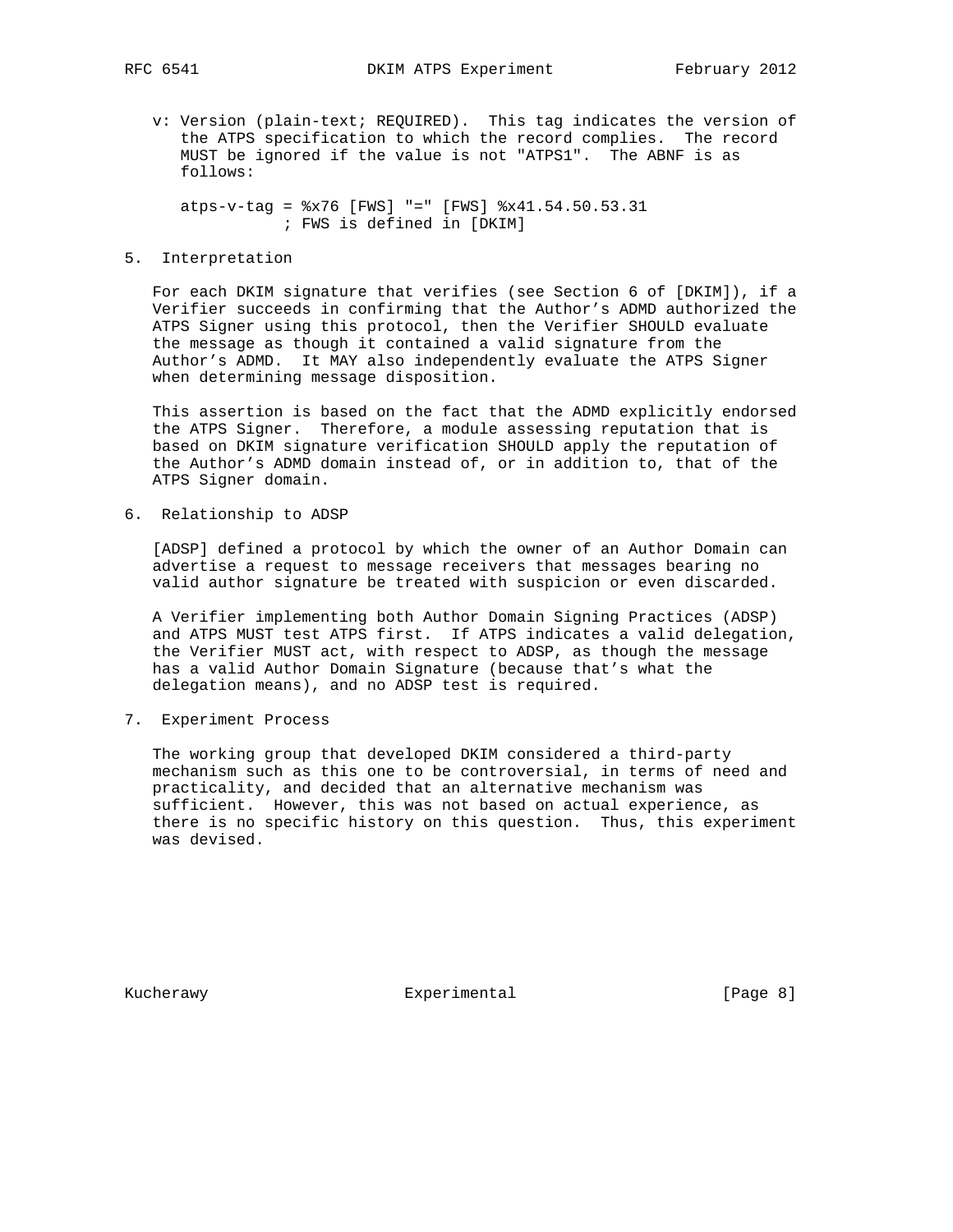v: Version (plain-text; REQUIRED). This tag indicates the version of the ATPS specification to which the record complies. The record MUST be ignored if the value is not "ATPS1". The ABNF is as follows:

```
atps-v-tag = %x76 [FWS] "=" [FWS] %x41.54.50.53.31
           ; FWS is defined in [DKIM]
```

## 5. Interpretation

For each DKIM signature that verifies (see Section 6 of [DKIM]), if a Verifier succeeds in confirming that the Author's ADMD authorized the ATPS Signer using this protocol, then the Verifier SHOULD evaluate the message as though it contained a valid signature from the Author's ADMD. It MAY also independently evaluate the ATPS Signer when determining message disposition.

This assertion is based on the fact that the ADMD explicitly endorsed the ATPS Signer. Therefore, a module assessing reputation that is based on DKIM signature verification SHOULD apply the reputation of the Author's ADMD domain instead of, or in addition to, that of the ATPS Signer domain.

## 6. Relationship to ADSP

[ADSP] defined a protocol by which the owner of an Author Domain can advertise a request to message receivers that messages bearing no valid author signature be treated with suspicion or even discarded.

A Verifier implementing both Author Domain Signing Practices (ADSP) and ATPS MUST test ATPS first. If ATPS indicates a valid delegation, the Verifier MUST act, with respect to ADSP, as though the message has a valid Author Domain Signature (because that's what the delegation means), and no ADSP test is required.

## 7. Experiment Process

The working group that developed DKIM considered a third-party mechanism such as this one to be controversial, in terms of need and practicality, and decided that an alternative mechanism was sufficient. However, this was not based on actual experience, as there is no specific history on this question. Thus, this experiment was devised.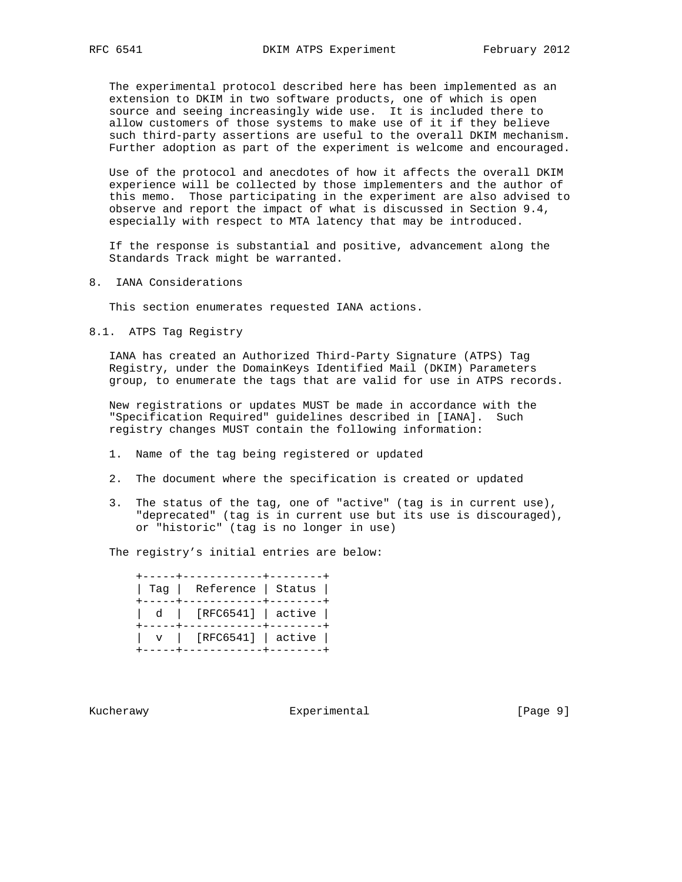The experimental protocol described here has been implemented as an extension to DKIM in two software products, one of which is open source and seeing increasingly wide use. It is included there to allow customers of those systems to make use of it if they believe such third-party assertions are useful to the overall DKIM mechanism. Further adoption as part of the experiment is welcome and encouraged.

Use of the protocol and anecdotes of how it affects the overall DKIM experience will be collected by those implementers and the author of this memo. Those participating in the experiment are also advised to observe and report the impact of what is discussed in Section 9.4, especially with respect to MTA latency that may be introduced.

If the response is substantial and positive, advancement along the Standards Track might be warranted.

## 8. IANA Considerations

This section enumerates requested IANA actions.

### 8.1. ATPS Tag Registry

IANA has created an Authorized Third-Party Signature (ATPS) Tag Registry, under the DomainKeys Identified Mail (DKIM) Parameters group, to enumerate the tags that are valid for use in ATPS records.

New registrations or updates MUST be made in accordance with the "Specification Required" guidelines described in [IANA]. Such registry changes MUST contain the following information:

1. Name of the tag being registered or updated
2. The document where the specification is created or updated
3. The status of the tag, one of "active" (tag is in current use), "deprecated" (tag is in current use but its use is discouraged), or "historic" (tag is no longer in use)

The registry's initial entries are below:

| Tag | Reference | Status |
|---|---|---|
| d | [RFC6541] | active |
| v | [RFC6541] | active |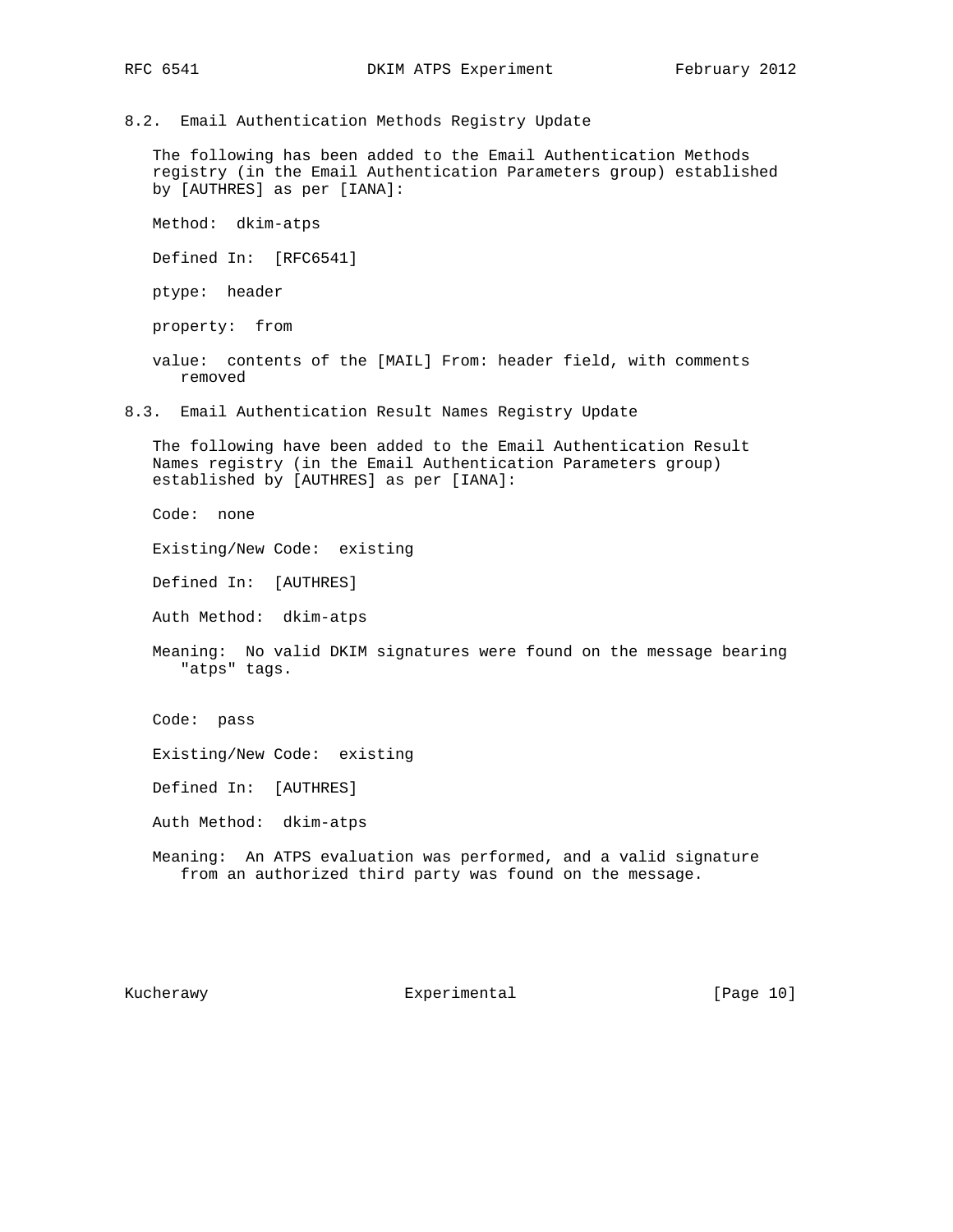### 8.2. Email Authentication Methods Registry Update

The following has been added to the Email Authentication Methods registry (in the Email Authentication Parameters group) established by [AUTHRES] as per [IANA]:

Method: dkim-atps

Defined In: [RFC6541]

ptype: header

property: from

value: contents of the [MAIL] From: header field, with comments removed

### 8.3. Email Authentication Result Names Registry Update

The following have been added to the Email Authentication Result Names registry (in the Email Authentication Parameters group) established by [AUTHRES] as per [IANA]:

Code: none

Existing/New Code: existing

Defined In: [AUTHRES]

Auth Method: dkim-atps

Meaning: No valid DKIM signatures were found on the message bearing "atps" tags.

Code: pass

Existing/New Code: existing

Defined In: [AUTHRES]

Auth Method: dkim-atps

Meaning: An ATPS evaluation was performed, and a valid signature from an authorized third party was found on the message.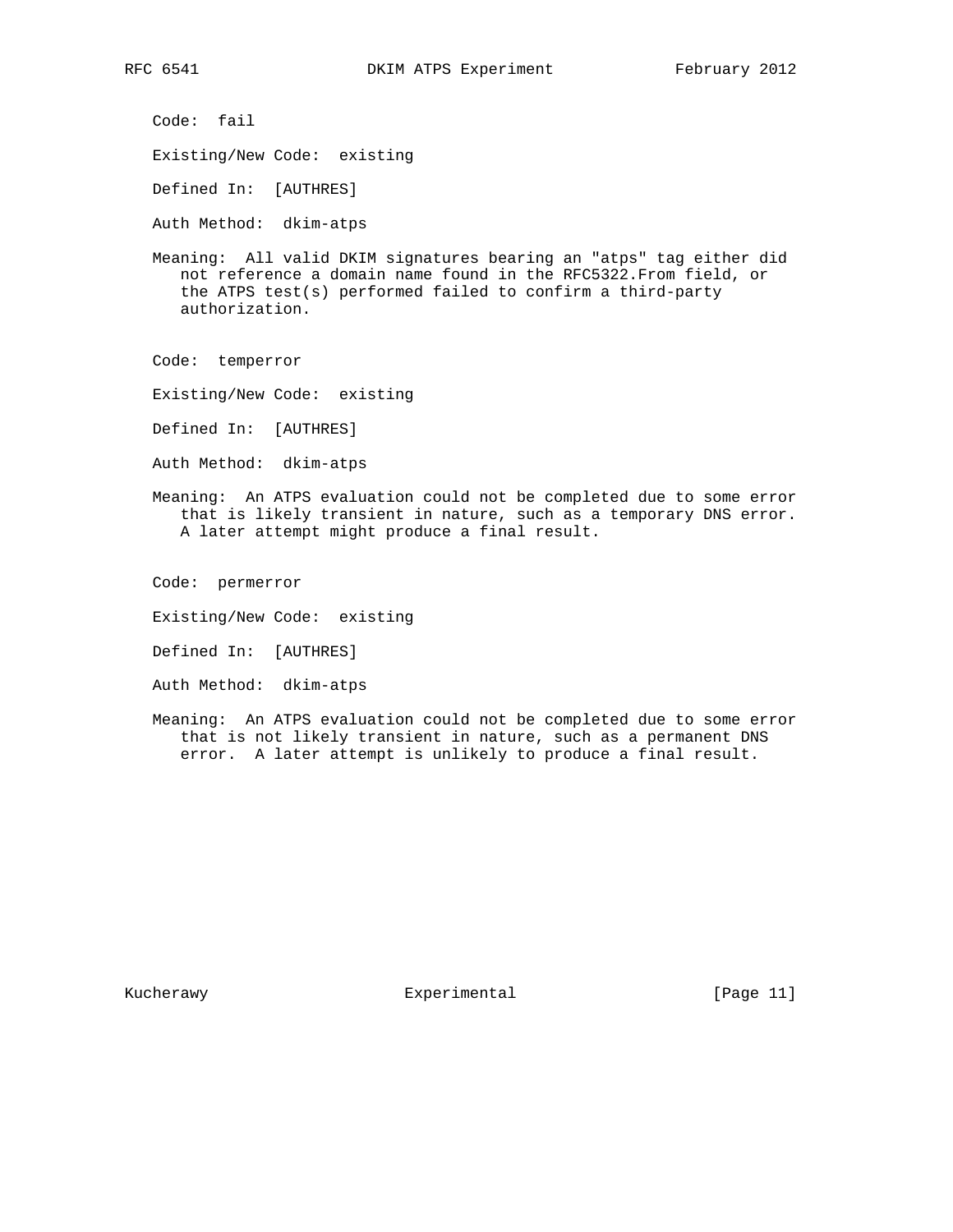Code: fail

Existing/New Code: existing

Defined In: [AUTHRES]

Auth Method: dkim-atps

Meaning: All valid DKIM signatures bearing an "atps" tag either did not reference a domain name found in the RFC5322.From field, or the ATPS test(s) performed failed to confirm a third-party authorization.

Code: temperror

Existing/New Code: existing

Defined In: [AUTHRES]

Auth Method: dkim-atps

Meaning: An ATPS evaluation could not be completed due to some error that is likely transient in nature, such as a temporary DNS error. A later attempt might produce a final result.

Code: permerror

Existing/New Code: existing

Defined In: [AUTHRES]

Auth Method: dkim-atps

Meaning: An ATPS evaluation could not be completed due to some error that is not likely transient in nature, such as a permanent DNS error. A later attempt is unlikely to produce a final result.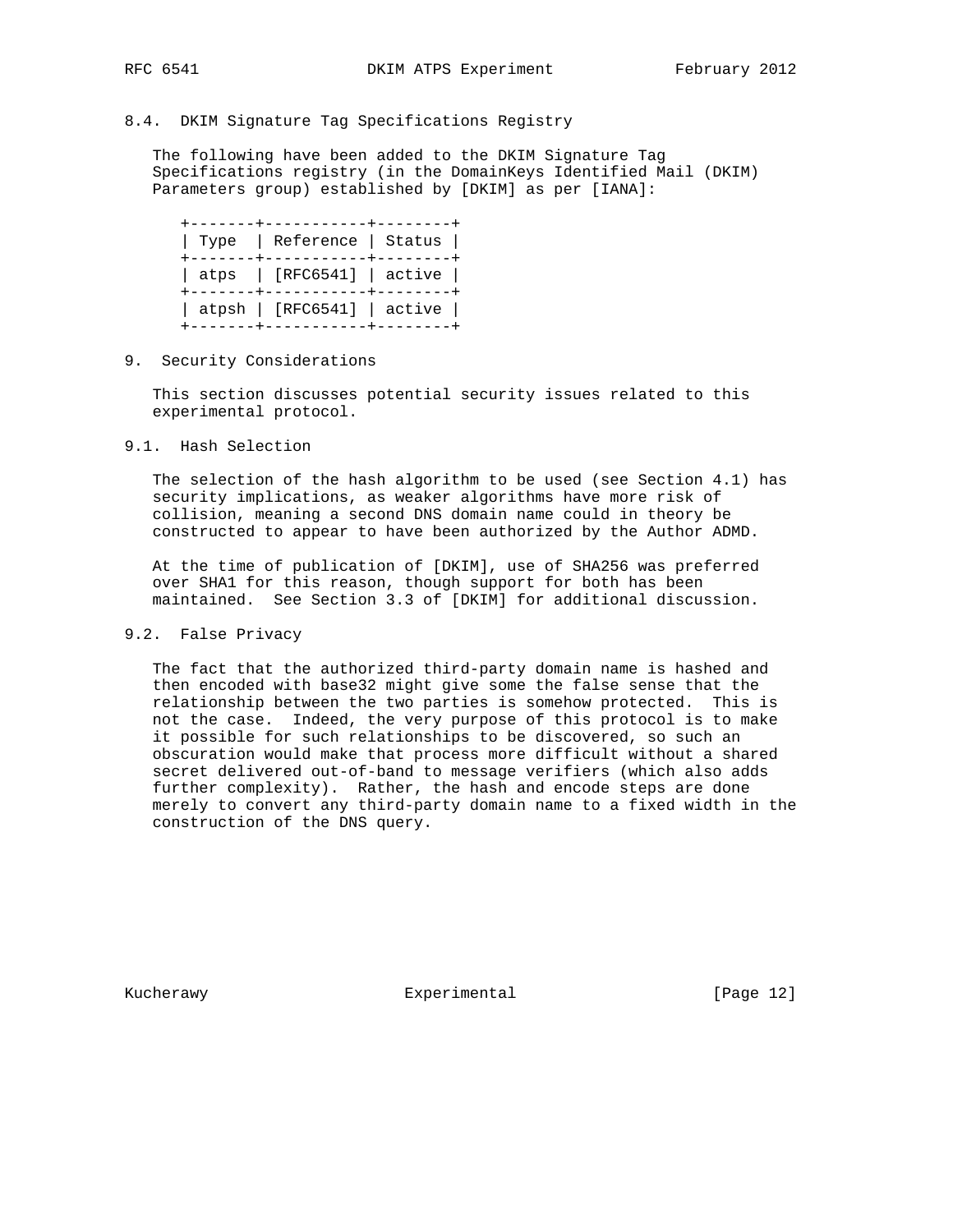### 8.4. DKIM Signature Tag Specifications Registry

The following have been added to the DKIM Signature Tag Specifications registry (in the DomainKeys Identified Mail (DKIM) Parameters group) established by [DKIM] as per [IANA]:

| Type | Reference | Status |
|---|---|---|
| atps | [RFC6541] | active |
| atpsh | [RFC6541] | active |

## 9. Security Considerations

This section discusses potential security issues related to this experimental protocol.

### 9.1. Hash Selection

The selection of the hash algorithm to be used (see Section 4.1) has security implications, as weaker algorithms have more risk of collision, meaning a second DNS domain name could in theory be constructed to appear to have been authorized by the Author ADMD.

At the time of publication of [DKIM], use of SHA256 was preferred over SHA1 for this reason, though support for both has been maintained. See Section 3.3 of [DKIM] for additional discussion.

### 9.2. False Privacy

The fact that the authorized third-party domain name is hashed and then encoded with base32 might give some the false sense that the relationship between the two parties is somehow protected. This is not the case. Indeed, the very purpose of this protocol is to make it possible for such relationships to be discovered, so such an obscuration would make that process more difficult without a shared secret delivered out-of-band to message verifiers (which also adds further complexity). Rather, the hash and encode steps are done merely to convert any third-party domain name to a fixed width in the construction of the DNS query.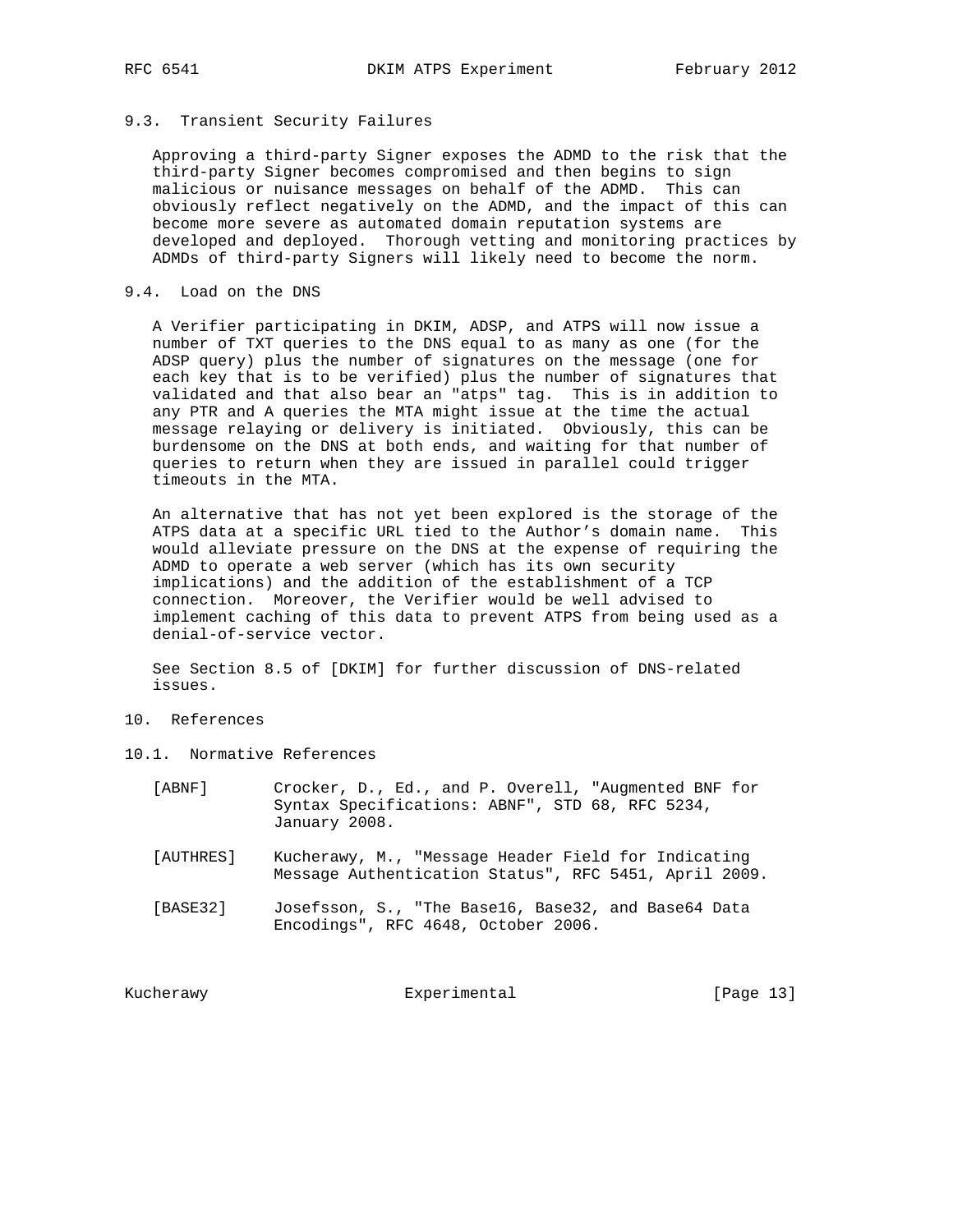### 9.3. Transient Security Failures

Approving a third-party Signer exposes the ADMD to the risk that the third-party Signer becomes compromised and then begins to sign malicious or nuisance messages on behalf of the ADMD. This can obviously reflect negatively on the ADMD, and the impact of this can become more severe as automated domain reputation systems are developed and deployed. Thorough vetting and monitoring practices by ADMDs of third-party Signers will likely need to become the norm.

### 9.4. Load on the DNS

A Verifier participating in DKIM, ADSP, and ATPS will now issue a number of TXT queries to the DNS equal to as many as one (for the ADSP query) plus the number of signatures on the message (one for each key that is to be verified) plus the number of signatures that validated and that also bear an "atps" tag. This is in addition to any PTR and A queries the MTA might issue at the time the actual message relaying or delivery is initiated. Obviously, this can be burdensome on the DNS at both ends, and waiting for that number of queries to return when they are issued in parallel could trigger timeouts in the MTA.

An alternative that has not yet been explored is the storage of the ATPS data at a specific URL tied to the Author's domain name. This would alleviate pressure on the DNS at the expense of requiring the ADMD to operate a web server (which has its own security implications) and the addition of the establishment of a TCP connection. Moreover, the Verifier would be well advised to implement caching of this data to prevent ATPS from being used as a denial-of-service vector.

See Section 8.5 of [DKIM] for further discussion of DNS-related issues.

## 10. References

### 10.1. Normative References

[ABNF] Crocker, D., Ed., and P. Overell, "Augmented BNF for Syntax Specifications: ABNF", STD 68, RFC 5234, January 2008.

[AUTHRES] Kucherawy, M., "Message Header Field for Indicating Message Authentication Status", RFC 5451, April 2009.

[BASE32] Josefsson, S., "The Base16, Base32, and Base64 Data Encodings", RFC 4648, October 2006.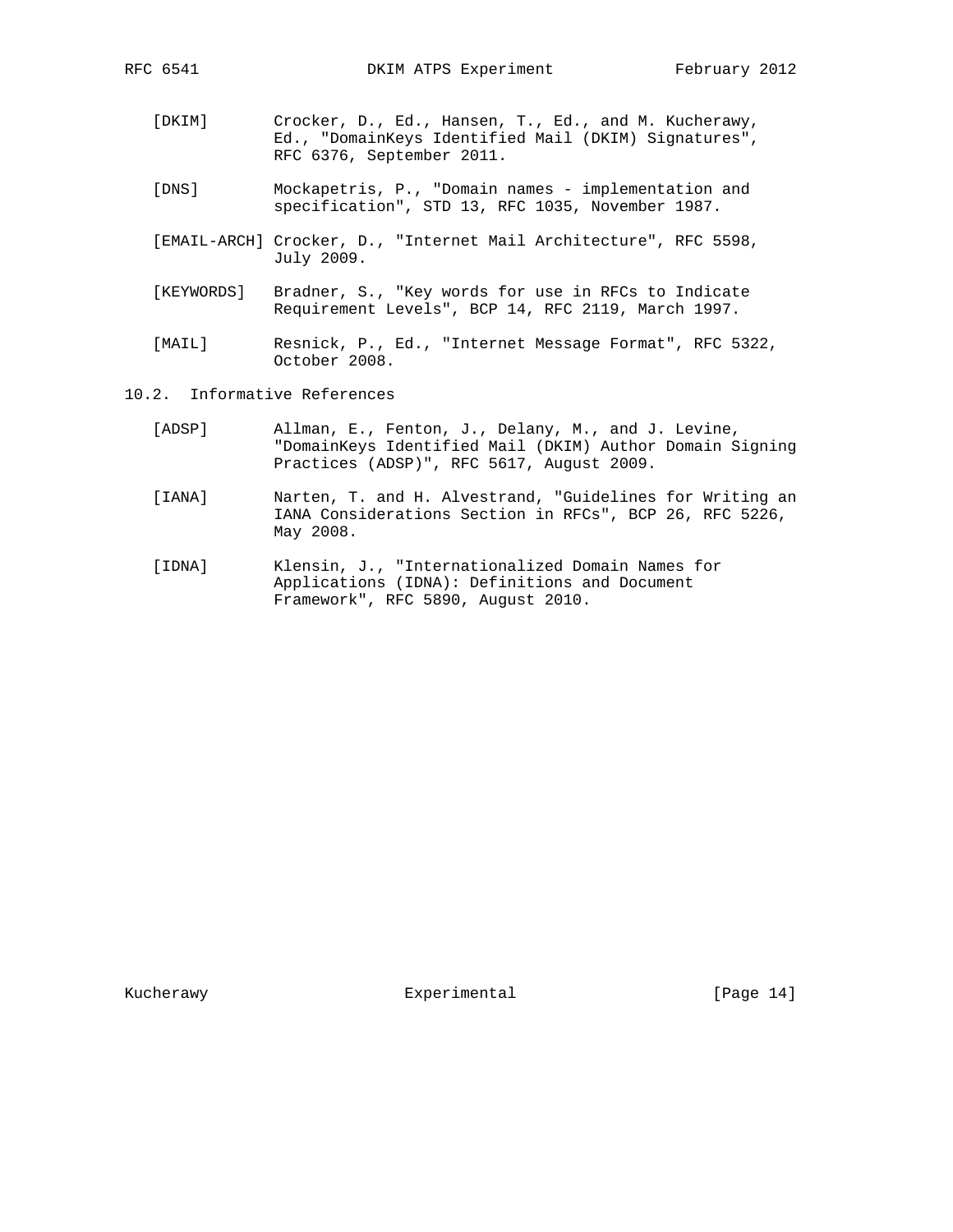[DKIM] Crocker, D., Ed., Hansen, T., Ed., and M. Kucherawy, Ed., "DomainKeys Identified Mail (DKIM) Signatures", RFC 6376, September 2011.

[DNS] Mockapetris, P., "Domain names - implementation and specification", STD 13, RFC 1035, November 1987.

[EMAIL-ARCH] Crocker, D., "Internet Mail Architecture", RFC 5598, July 2009.

[KEYWORDS] Bradner, S., "Key words for use in RFCs to Indicate Requirement Levels", BCP 14, RFC 2119, March 1997.

[MAIL] Resnick, P., Ed., "Internet Message Format", RFC 5322, October 2008.

### 10.2. Informative References

[ADSP] Allman, E., Fenton, J., Delany, M., and J. Levine, "DomainKeys Identified Mail (DKIM) Author Domain Signing Practices (ADSP)", RFC 5617, August 2009.

[IANA] Narten, T. and H. Alvestrand, "Guidelines for Writing an IANA Considerations Section in RFCs", BCP 26, RFC 5226, May 2008.

[IDNA] Klensin, J., "Internationalized Domain Names for Applications (IDNA): Definitions and Document Framework", RFC 5890, August 2010.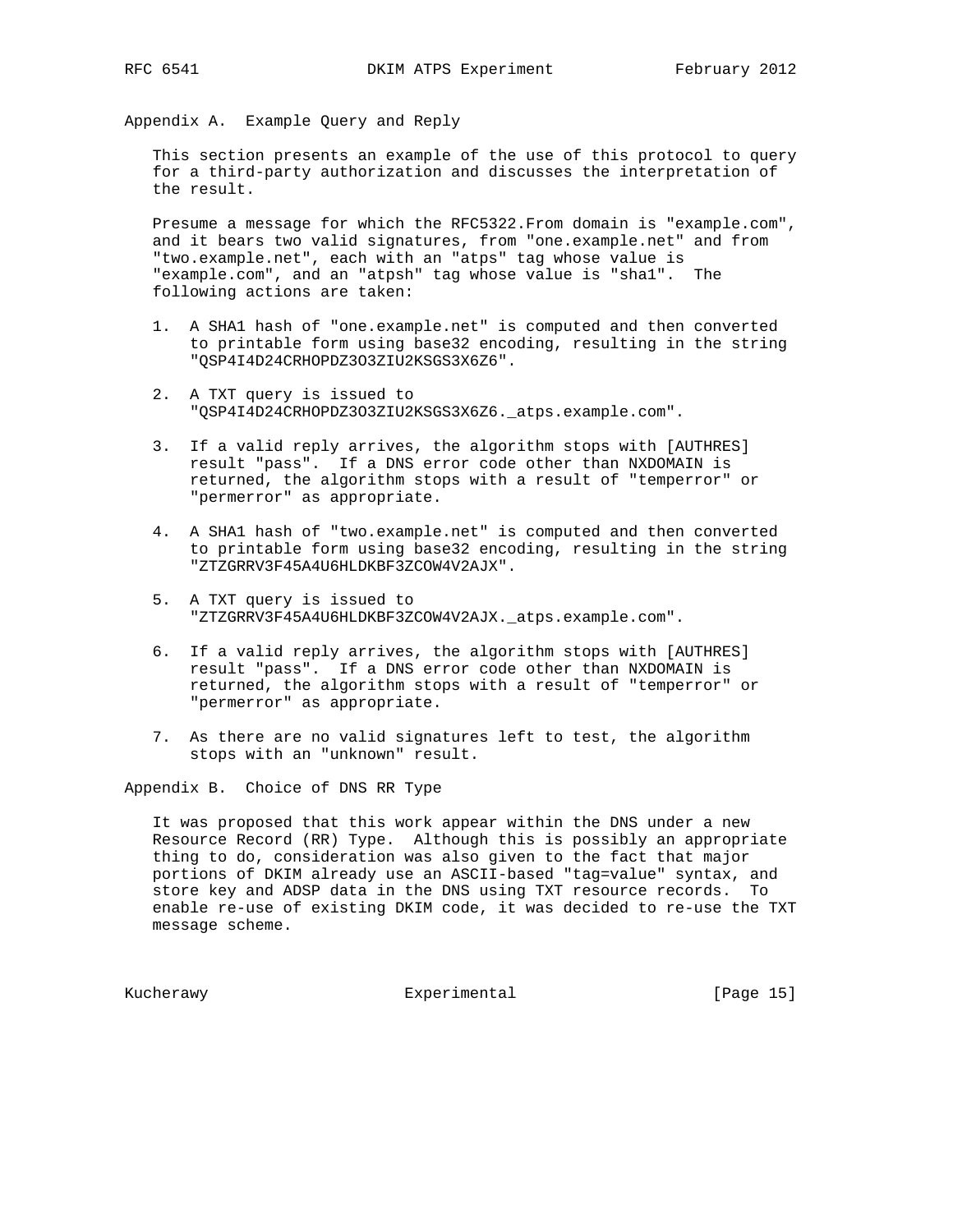## Appendix A. Example Query and Reply

This section presents an example of the use of this protocol to query for a third-party authorization and discusses the interpretation of the result.

Presume a message for which the RFC5322.From domain is "example.com", and it bears two valid signatures, from "one.example.net" and from "two.example.net", each with an "atps" tag whose value is "example.com", and an "atpsh" tag whose value is "sha1". The following actions are taken:

1. A SHA1 hash of "one.example.net" is computed and then converted to printable form using base32 encoding, resulting in the string "QSP4I4D24CRHOPDZ3O3ZIU2KSGS3X6Z6".

2. A TXT query is issued to "QSP4I4D24CRHOPDZ3O3ZIU2KSGS3X6Z6._atps.example.com".

3. If a valid reply arrives, the algorithm stops with [AUTHRES] result "pass". If a DNS error code other than NXDOMAIN is returned, the algorithm stops with a result of "temperror" or "permerror" as appropriate.

4. A SHA1 hash of "two.example.net" is computed and then converted to printable form using base32 encoding, resulting in the string "ZTZGRRV3F45A4U6HLDKBF3ZCOW4V2AJX".

5. A TXT query is issued to "ZTZGRRV3F45A4U6HLDKBF3ZCOW4V2AJX._atps.example.com".

6. If a valid reply arrives, the algorithm stops with [AUTHRES] result "pass". If a DNS error code other than NXDOMAIN is returned, the algorithm stops with a result of "temperror" or "permerror" as appropriate.

7. As there are no valid signatures left to test, the algorithm stops with an "unknown" result.

## Appendix B. Choice of DNS RR Type

It was proposed that this work appear within the DNS under a new Resource Record (RR) Type. Although this is possibly an appropriate thing to do, consideration was also given to the fact that major portions of DKIM already use an ASCII-based "tag=value" syntax, and store key and ADSP data in the DNS using TXT resource records. To enable re-use of existing DKIM code, it was decided to re-use the TXT message scheme.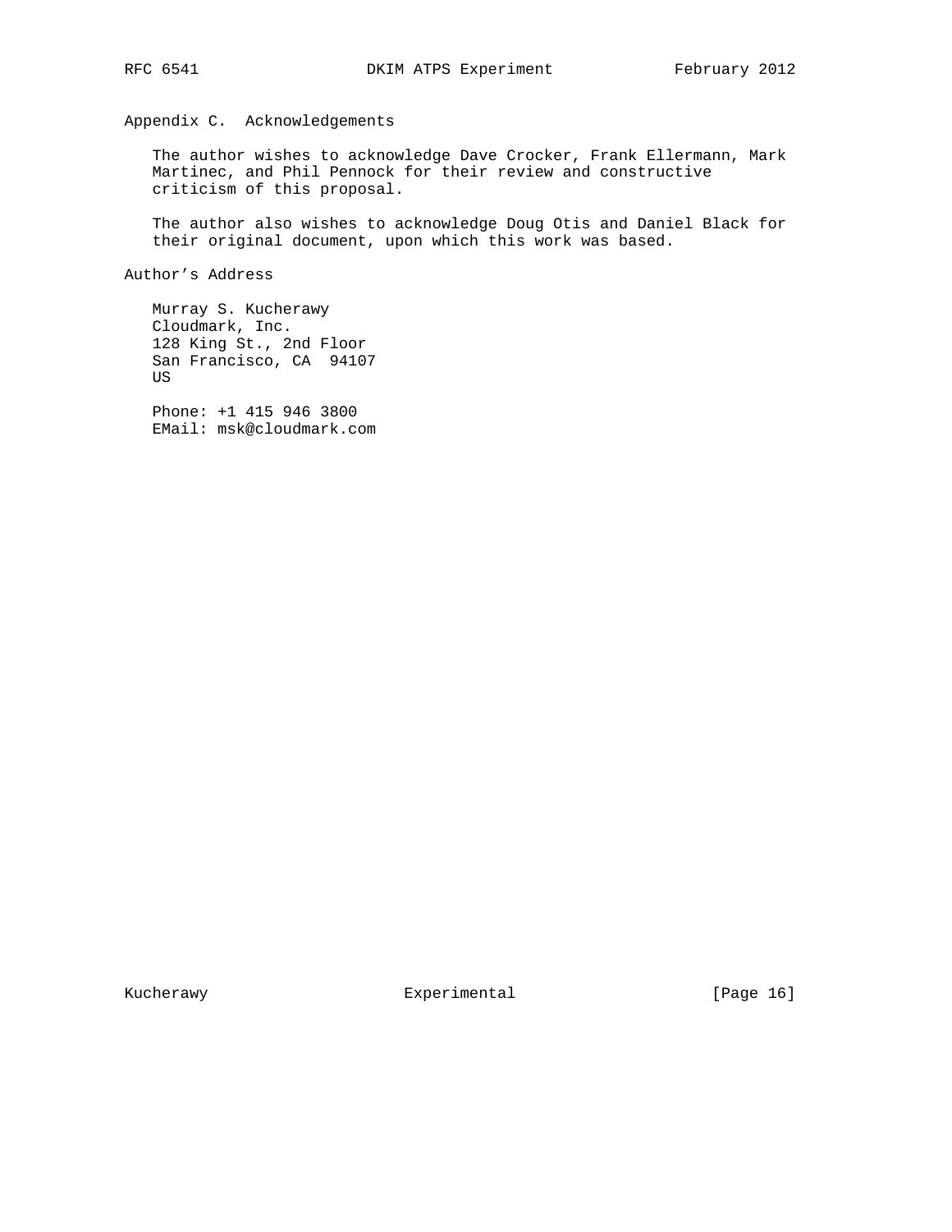## Appendix C. Acknowledgements

The author wishes to acknowledge Dave Crocker, Frank Ellermann, Mark Martinec, and Phil Pennock for their review and constructive criticism of this proposal.

The author also wishes to acknowledge Doug Otis and Daniel Black for their original document, upon which this work was based.

## Author's Address

Murray S. Kucherawy
Cloudmark, Inc.
128 King St., 2nd Floor
San Francisco, CA  94107
US

Phone: +1 415 946 3800
EMail: msk@cloudmark.com